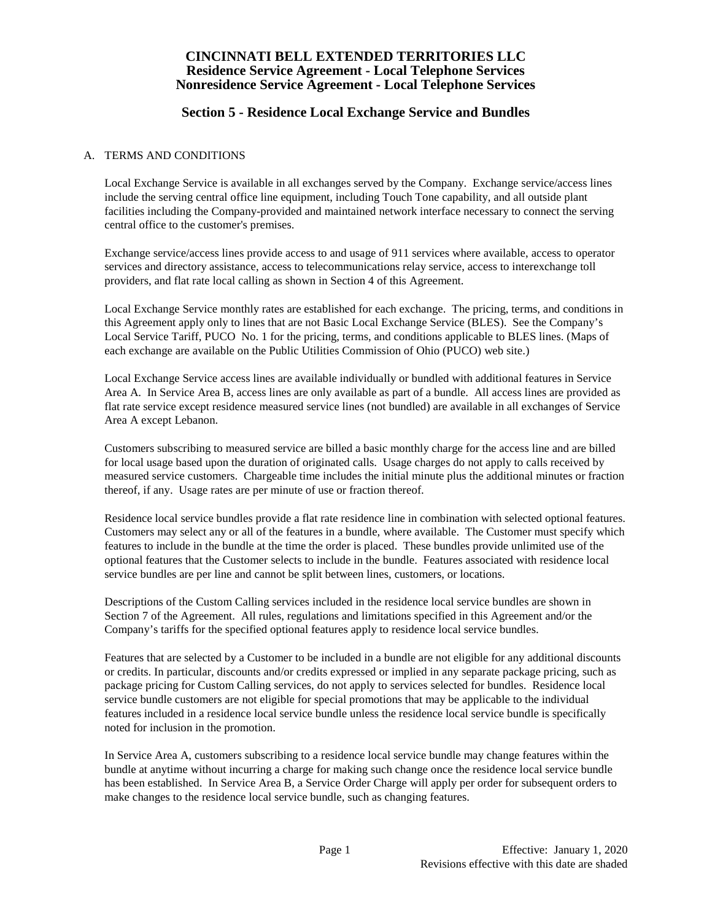# CINCINNATI BELL EXTENDED TERRITORIES LLC
## Residence Service Agreement - Local Telephone Services
## Nonresidence Service Agreement - Local Telephone Services

## Section 5 - Residence Local Exchange Service and Bundles

A. TERMS AND CONDITIONS

Local Exchange Service is available in all exchanges served by the Company. Exchange service/access lines include the serving central office line equipment, including Touch Tone capability, and all outside plant facilities including the Company-provided and maintained network interface necessary to connect the serving central office to the customer's premises.

Exchange service/access lines provide access to and usage of 911 services where available, access to operator services and directory assistance, access to telecommunications relay service, access to interexchange toll providers, and flat rate local calling as shown in Section 4 of this Agreement.

Local Exchange Service monthly rates are established for each exchange. The pricing, terms, and conditions in this Agreement apply only to lines that are not Basic Local Exchange Service (BLES). See the Company's Local Service Tariff, PUCO No. 1 for the pricing, terms, and conditions applicable to BLES lines. (Maps of each exchange are available on the Public Utilities Commission of Ohio (PUCO) web site.)

Local Exchange Service access lines are available individually or bundled with additional features in Service Area A. In Service Area B, access lines are only available as part of a bundle. All access lines are provided as flat rate service except residence measured service lines (not bundled) are available in all exchanges of Service Area A except Lebanon.

Customers subscribing to measured service are billed a basic monthly charge for the access line and are billed for local usage based upon the duration of originated calls. Usage charges do not apply to calls received by measured service customers. Chargeable time includes the initial minute plus the additional minutes or fraction thereof, if any. Usage rates are per minute of use or fraction thereof.

Residence local service bundles provide a flat rate residence line in combination with selected optional features. Customers may select any or all of the features in a bundle, where available. The Customer must specify which features to include in the bundle at the time the order is placed. These bundles provide unlimited use of the optional features that the Customer selects to include in the bundle. Features associated with residence local service bundles are per line and cannot be split between lines, customers, or locations.

Descriptions of the Custom Calling services included in the residence local service bundles are shown in Section 7 of the Agreement. All rules, regulations and limitations specified in this Agreement and/or the Company's tariffs for the specified optional features apply to residence local service bundles.

Features that are selected by a Customer to be included in a bundle are not eligible for any additional discounts or credits. In particular, discounts and/or credits expressed or implied in any separate package pricing, such as package pricing for Custom Calling services, do not apply to services selected for bundles. Residence local service bundle customers are not eligible for special promotions that may be applicable to the individual features included in a residence local service bundle unless the residence local service bundle is specifically noted for inclusion in the promotion.

In Service Area A, customers subscribing to a residence local service bundle may change features within the bundle at anytime without incurring a charge for making such change once the residence local service bundle has been established. In Service Area B, a Service Order Charge will apply per order for subsequent orders to make changes to the residence local service bundle, such as changing features.

Effective: January 1, 2020
Revisions effective with this date are shaded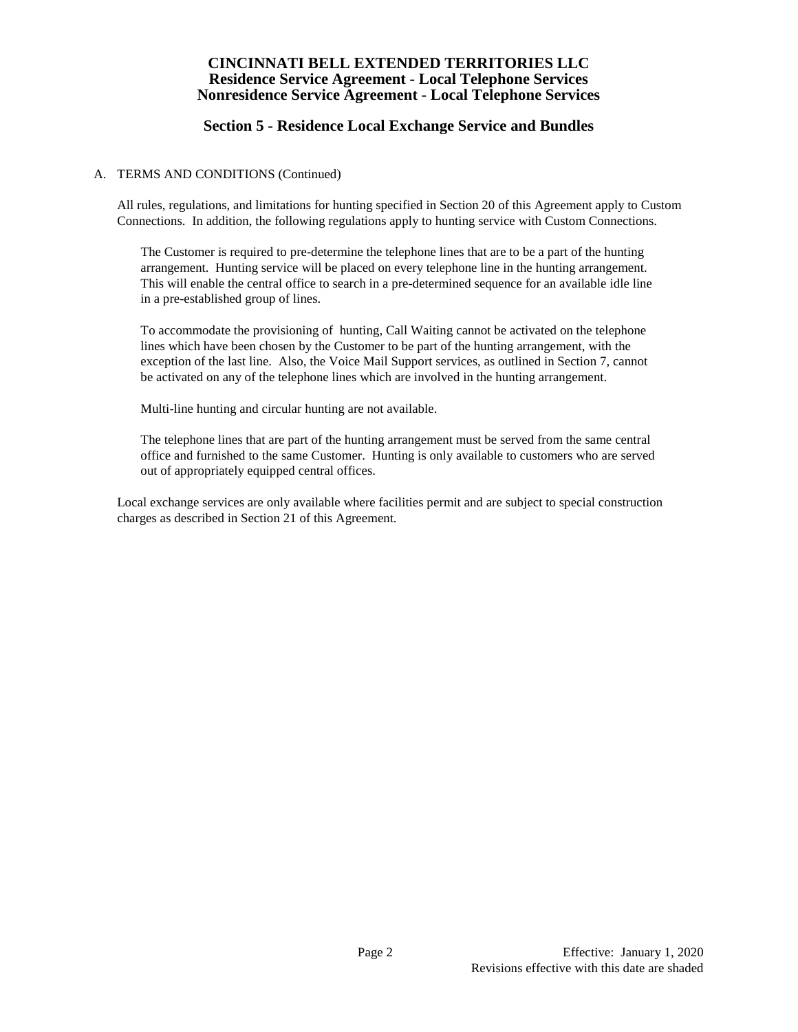# CINCINNATI BELL EXTENDED TERRITORIES LLC
## Residence Service Agreement - Local Telephone Services
## Nonresidence Service Agreement - Local Telephone Services

## Section 5 - Residence Local Exchange Service and Bundles

A. TERMS AND CONDITIONS (Continued)

All rules, regulations, and limitations for hunting specified in Section 20 of this Agreement apply to Custom Connections. In addition, the following regulations apply to hunting service with Custom Connections.

The Customer is required to pre-determine the telephone lines that are to be a part of the hunting arrangement. Hunting service will be placed on every telephone line in the hunting arrangement. This will enable the central office to search in a pre-determined sequence for an available idle line in a pre-established group of lines.

To accommodate the provisioning of hunting, Call Waiting cannot be activated on the telephone lines which have been chosen by the Customer to be part of the hunting arrangement, with the exception of the last line. Also, the Voice Mail Support services, as outlined in Section 7, cannot be activated on any of the telephone lines which are involved in the hunting arrangement.

Multi-line hunting and circular hunting are not available.

The telephone lines that are part of the hunting arrangement must be served from the same central office and furnished to the same Customer. Hunting is only available to customers who are served out of appropriately equipped central offices.

Local exchange services are only available where facilities permit and are subject to special construction charges as described in Section 21 of this Agreement.

Effective: January 1, 2020
Revisions effective with this date are shaded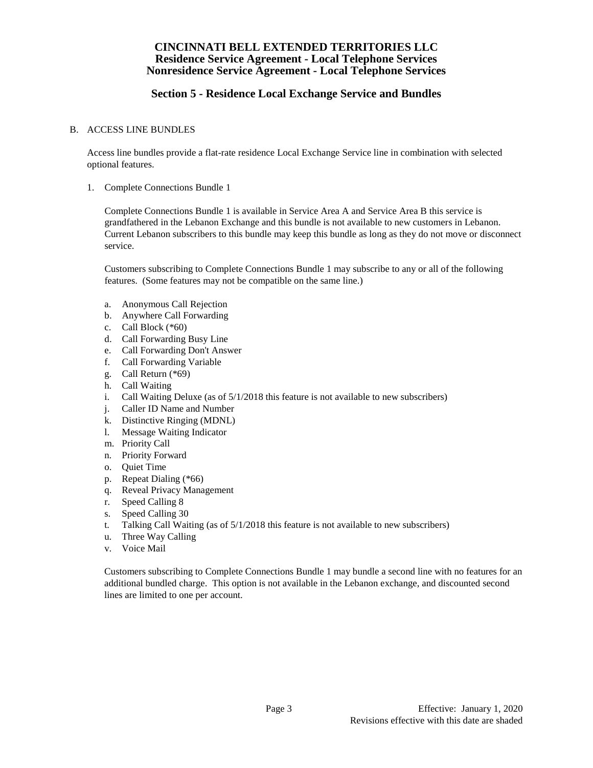# CINCINNATI BELL EXTENDED TERRITORIES LLC
## Residence Service Agreement - Local Telephone Services
## Nonresidence Service Agreement - Local Telephone Services

## Section 5 - Residence Local Exchange Service and Bundles

B. ACCESS LINE BUNDLES

Access line bundles provide a flat-rate residence Local Exchange Service line in combination with selected optional features.

1. Complete Connections Bundle 1

   Complete Connections Bundle 1 is available in Service Area A and Service Area B this service is grandfathered in the Lebanon Exchange and this bundle is not available to new customers in Lebanon. Current Lebanon subscribers to this bundle may keep this bundle as long as they do not move or disconnect service.

   Customers subscribing to Complete Connections Bundle 1 may subscribe to any or all of the following features. (Some features may not be compatible on the same line.)

   a. Anonymous Call Rejection
   b. Anywhere Call Forwarding
   c. Call Block (*60)
   d. Call Forwarding Busy Line
   e. Call Forwarding Don't Answer
   f. Call Forwarding Variable
   g. Call Return (*69)
   h. Call Waiting
   i. Call Waiting Deluxe (as of 5/1/2018 this feature is not available to new subscribers)
   j. Caller ID Name and Number
   k. Distinctive Ringing (MDNL)
   l. Message Waiting Indicator
   m. Priority Call
   n. Priority Forward
   o. Quiet Time
   p. Repeat Dialing (*66)
   q. Reveal Privacy Management
   r. Speed Calling 8
   s. Speed Calling 30
   t. Talking Call Waiting (as of 5/1/2018 this feature is not available to new subscribers)
   u. Three Way Calling
   v. Voice Mail

   Customers subscribing to Complete Connections Bundle 1 may bundle a second line with no features for an additional bundled charge. This option is not available in the Lebanon exchange, and discounted second lines are limited to one per account.

Effective: January 1, 2020
Revisions effective with this date are shaded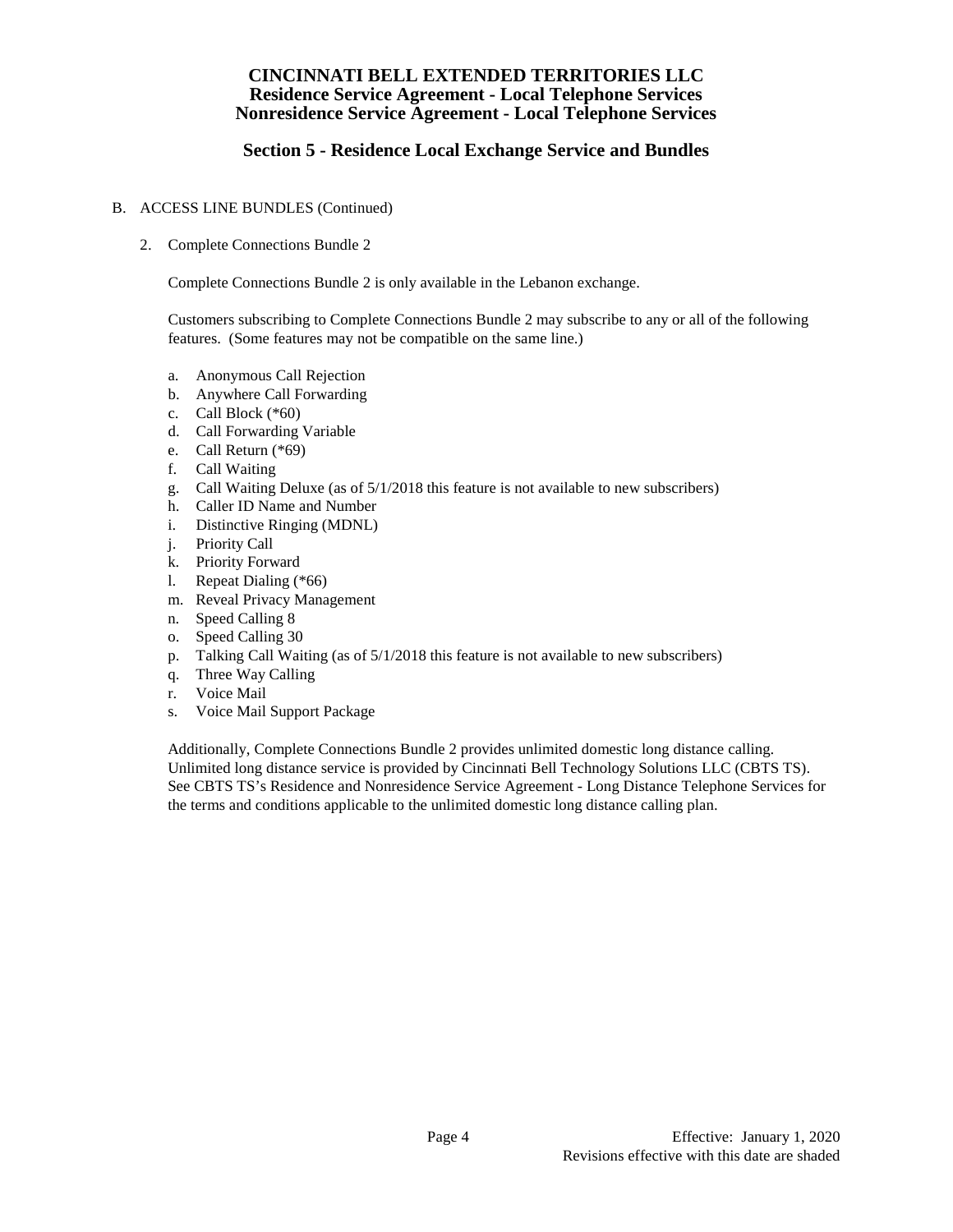# CINCINNATI BELL EXTENDED TERRITORIES LLC
## Residence Service Agreement - Local Telephone Services
## Nonresidence Service Agreement - Local Telephone Services

## Section 5 - Residence Local Exchange Service and Bundles

B. ACCESS LINE BUNDLES (Continued)

2. Complete Connections Bundle 2

   Complete Connections Bundle 2 is only available in the Lebanon exchange.

   Customers subscribing to Complete Connections Bundle 2 may subscribe to any or all of the following features. (Some features may not be compatible on the same line.)

   a. Anonymous Call Rejection
   b. Anywhere Call Forwarding
   c. Call Block (*60)
   d. Call Forwarding Variable
   e. Call Return (*69)
   f. Call Waiting
   g. Call Waiting Deluxe (as of 5/1/2018 this feature is not available to new subscribers)
   h. Caller ID Name and Number
   i. Distinctive Ringing (MDNL)
   j. Priority Call
   k. Priority Forward
   l. Repeat Dialing (*66)
   m. Reveal Privacy Management
   n. Speed Calling 8
   o. Speed Calling 30
   p. Talking Call Waiting (as of 5/1/2018 this feature is not available to new subscribers)
   q. Three Way Calling
   r. Voice Mail
   s. Voice Mail Support Package

   Additionally, Complete Connections Bundle 2 provides unlimited domestic long distance calling. Unlimited long distance service is provided by Cincinnati Bell Technology Solutions LLC (CBTS TS). See CBTS TS's Residence and Nonresidence Service Agreement - Long Distance Telephone Services for the terms and conditions applicable to the unlimited domestic long distance calling plan.

Effective: January 1, 2020
Revisions effective with this date are shaded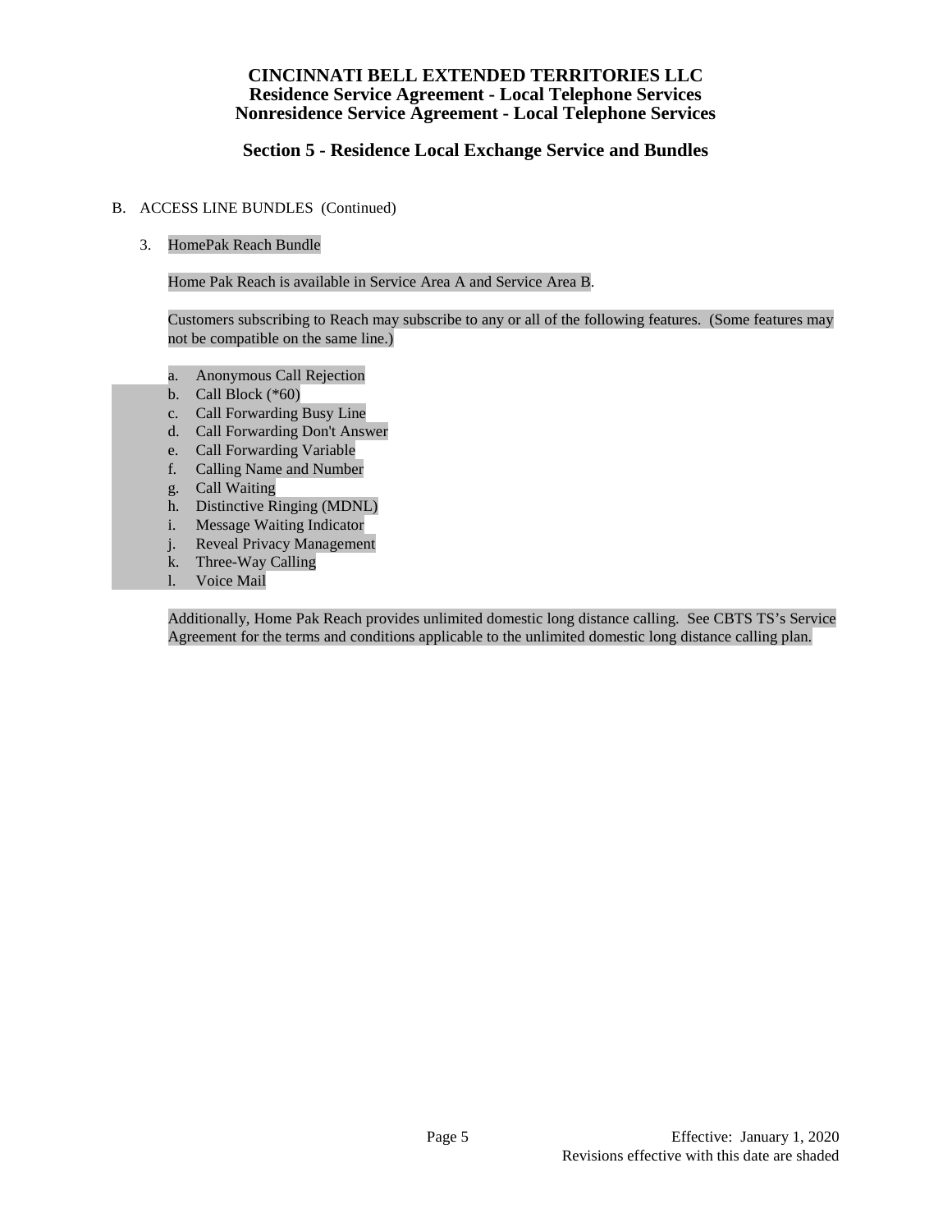**CINCINNATI BELL EXTENDED TERRITORIES LLC**
**Residence Service Agreement - Local Telephone Services**
**Nonresidence Service Agreement - Local Telephone Services**

## Section 5 - Residence Local Exchange Service and Bundles

B. ACCESS LINE BUNDLES (Continued)

3. HomePak Reach Bundle

   Home Pak Reach is available in Service Area A and Service Area B.

   Customers subscribing to Reach may subscribe to any or all of the following features. (Some features may not be compatible on the same line.)

   a. Anonymous Call Rejection
   b. Call Block (*60)
   c. Call Forwarding Busy Line
   d. Call Forwarding Don't Answer
   e. Call Forwarding Variable
   f. Calling Name and Number
   g. Call Waiting
   h. Distinctive Ringing (MDNL)
   i. Message Waiting Indicator
   j. Reveal Privacy Management
   k. Three-Way Calling
   l. Voice Mail

   Additionally, Home Pak Reach provides unlimited domestic long distance calling. See CBTS TS's Service Agreement for the terms and conditions applicable to the unlimited domestic long distance calling plan.

Effective: January 1, 2020
Revisions effective with this date are shaded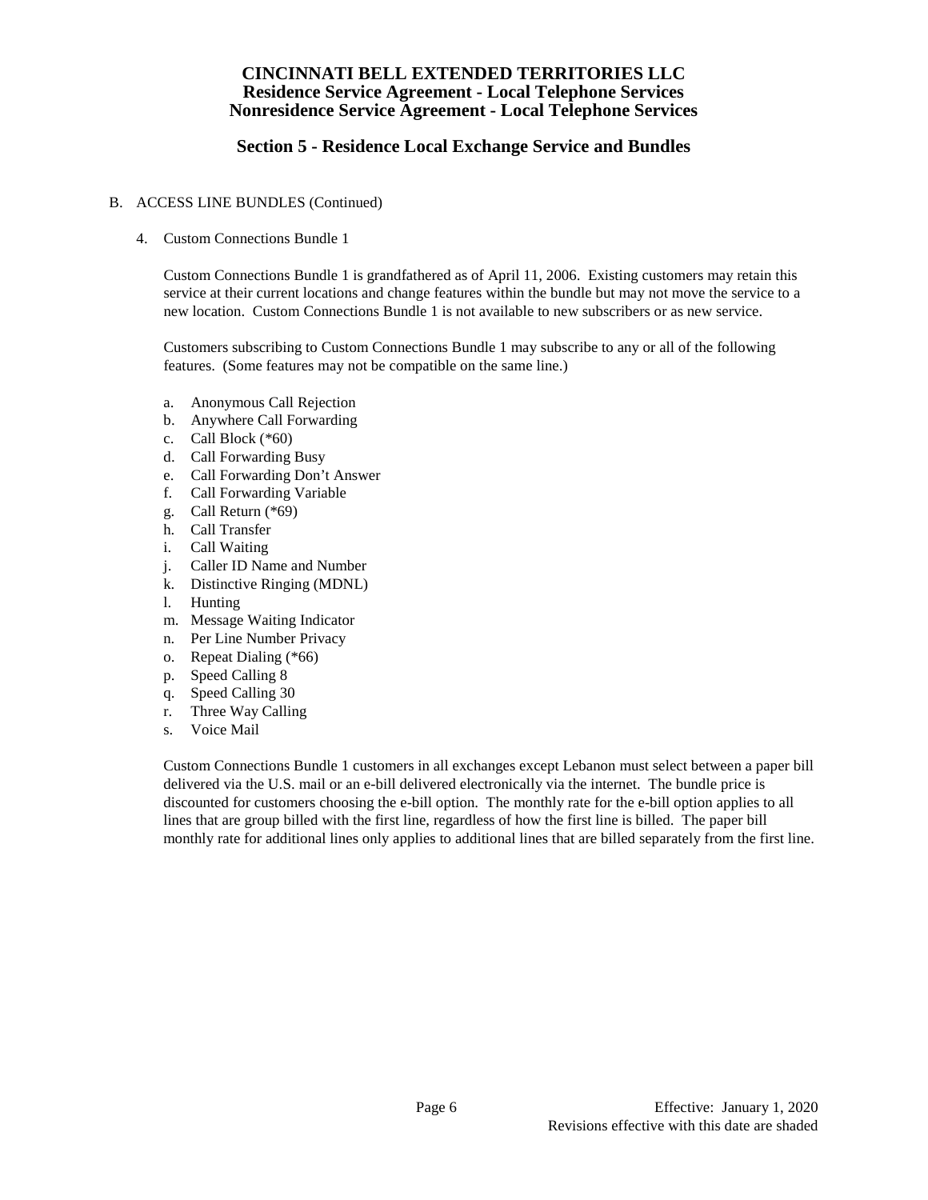# CINCINNATI BELL EXTENDED TERRITORIES LLC
## Residence Service Agreement - Local Telephone Services
## Nonresidence Service Agreement - Local Telephone Services

## Section 5 - Residence Local Exchange Service and Bundles

B. ACCESS LINE BUNDLES (Continued)

4. Custom Connections Bundle 1

   Custom Connections Bundle 1 is grandfathered as of April 11, 2006. Existing customers may retain this service at their current locations and change features within the bundle but may not move the service to a new location. Custom Connections Bundle 1 is not available to new subscribers or as new service.

   Customers subscribing to Custom Connections Bundle 1 may subscribe to any or all of the following features. (Some features may not be compatible on the same line.)

   a. Anonymous Call Rejection
   b. Anywhere Call Forwarding
   c. Call Block (*60)
   d. Call Forwarding Busy
   e. Call Forwarding Don't Answer
   f. Call Forwarding Variable
   g. Call Return (*69)
   h. Call Transfer
   i. Call Waiting
   j. Caller ID Name and Number
   k. Distinctive Ringing (MDNL)
   l. Hunting
   m. Message Waiting Indicator
   n. Per Line Number Privacy
   o. Repeat Dialing (*66)
   p. Speed Calling 8
   q. Speed Calling 30
   r. Three Way Calling
   s. Voice Mail

   Custom Connections Bundle 1 customers in all exchanges except Lebanon must select between a paper bill delivered via the U.S. mail or an e-bill delivered electronically via the internet. The bundle price is discounted for customers choosing the e-bill option. The monthly rate for the e-bill option applies to all lines that are group billed with the first line, regardless of how the first line is billed. The paper bill monthly rate for additional lines only applies to additional lines that are billed separately from the first line.

Effective: January 1, 2020
Revisions effective with this date are shaded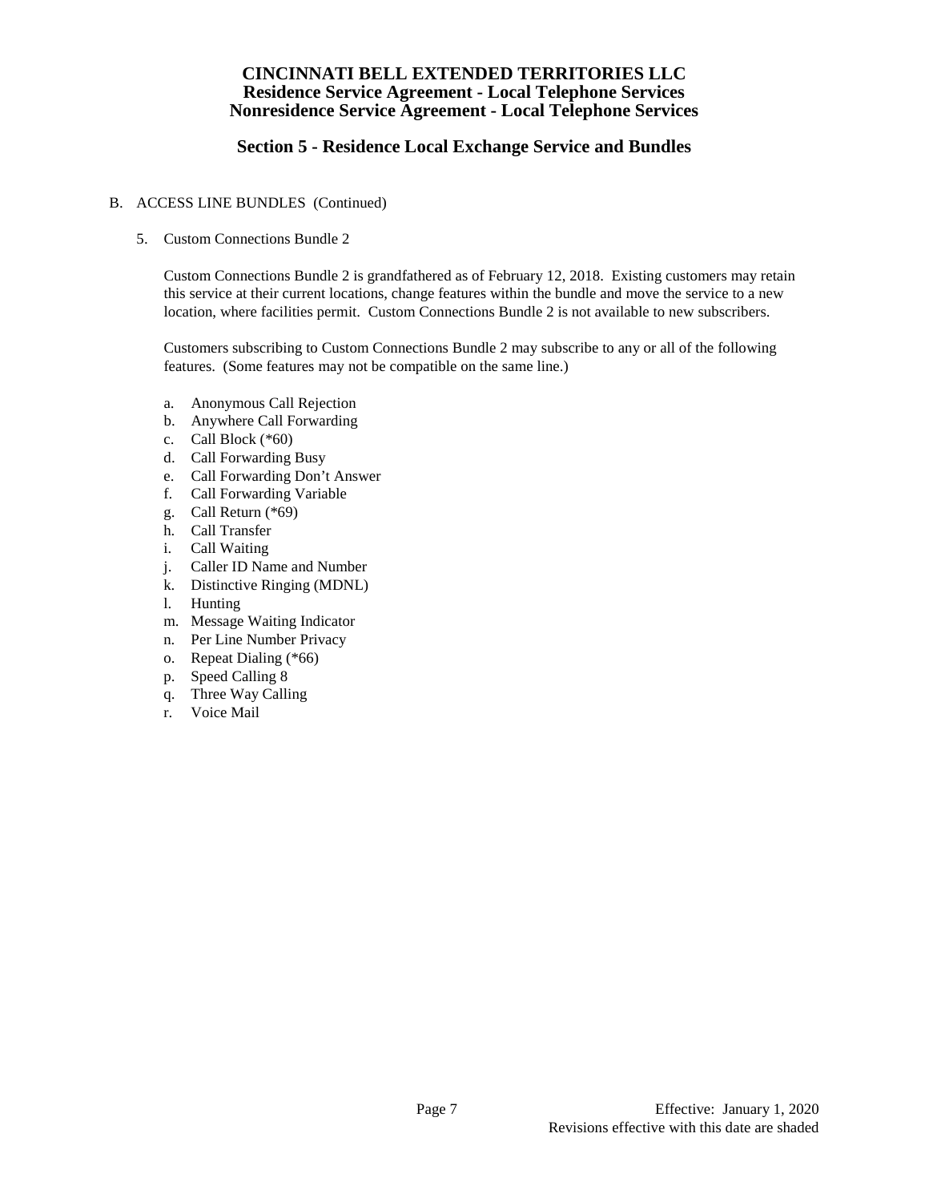# CINCINNATI BELL EXTENDED TERRITORIES LLC
## Residence Service Agreement - Local Telephone Services
## Nonresidence Service Agreement - Local Telephone Services

## Section 5 - Residence Local Exchange Service and Bundles

B. ACCESS LINE BUNDLES (Continued)

5. Custom Connections Bundle 2

   Custom Connections Bundle 2 is grandfathered as of February 12, 2018. Existing customers may retain this service at their current locations, change features within the bundle and move the service to a new location, where facilities permit. Custom Connections Bundle 2 is not available to new subscribers.

   Customers subscribing to Custom Connections Bundle 2 may subscribe to any or all of the following features. (Some features may not be compatible on the same line.)

   a. Anonymous Call Rejection
   b. Anywhere Call Forwarding
   c. Call Block (*60)
   d. Call Forwarding Busy
   e. Call Forwarding Don't Answer
   f. Call Forwarding Variable
   g. Call Return (*69)
   h. Call Transfer
   i. Call Waiting
   j. Caller ID Name and Number
   k. Distinctive Ringing (MDNL)
   l. Hunting
   m. Message Waiting Indicator
   n. Per Line Number Privacy
   o. Repeat Dialing (*66)
   p. Speed Calling 8
   q. Three Way Calling
   r. Voice Mail

Effective: January 1, 2020
Revisions effective with this date are shaded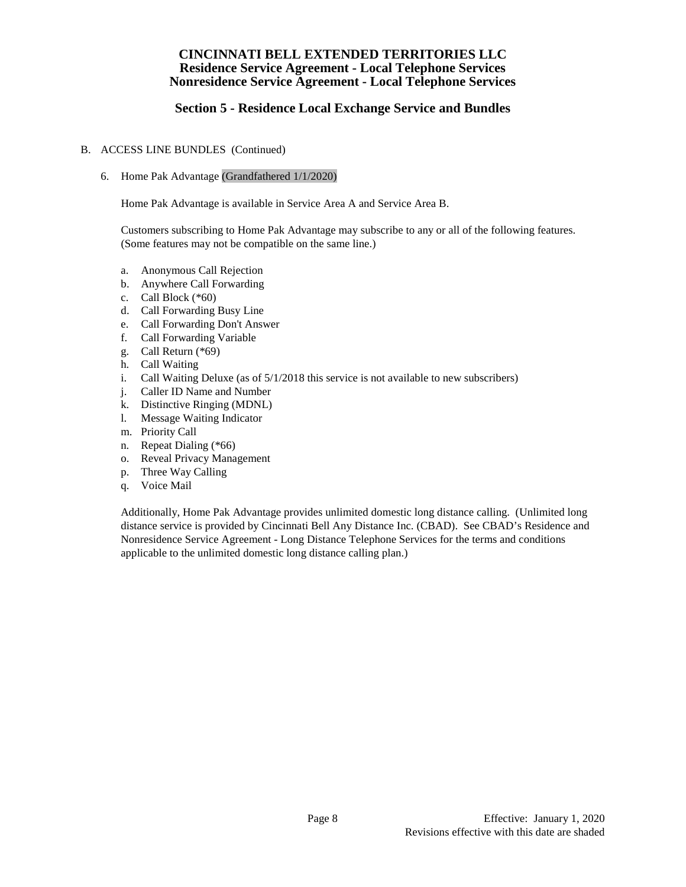# CINCINNATI BELL EXTENDED TERRITORIES LLC
## Residence Service Agreement - Local Telephone Services
## Nonresidence Service Agreement - Local Telephone Services

## Section 5 - Residence Local Exchange Service and Bundles

B. ACCESS LINE BUNDLES (Continued)

6. Home Pak Advantage (Grandfathered 1/1/2020)

   Home Pak Advantage is available in Service Area A and Service Area B.

   Customers subscribing to Home Pak Advantage may subscribe to any or all of the following features. (Some features may not be compatible on the same line.)

   a. Anonymous Call Rejection
   b. Anywhere Call Forwarding
   c. Call Block (*60)
   d. Call Forwarding Busy Line
   e. Call Forwarding Don't Answer
   f. Call Forwarding Variable
   g. Call Return (*69)
   h. Call Waiting
   i. Call Waiting Deluxe (as of 5/1/2018 this service is not available to new subscribers)
   j. Caller ID Name and Number
   k. Distinctive Ringing (MDNL)
   l. Message Waiting Indicator
   m. Priority Call
   n. Repeat Dialing (*66)
   o. Reveal Privacy Management
   p. Three Way Calling
   q. Voice Mail

   Additionally, Home Pak Advantage provides unlimited domestic long distance calling. (Unlimited long distance service is provided by Cincinnati Bell Any Distance Inc. (CBAD). See CBAD's Residence and Nonresidence Service Agreement - Long Distance Telephone Services for the terms and conditions applicable to the unlimited domestic long distance calling plan.)

Effective: January 1, 2020
Revisions effective with this date are shaded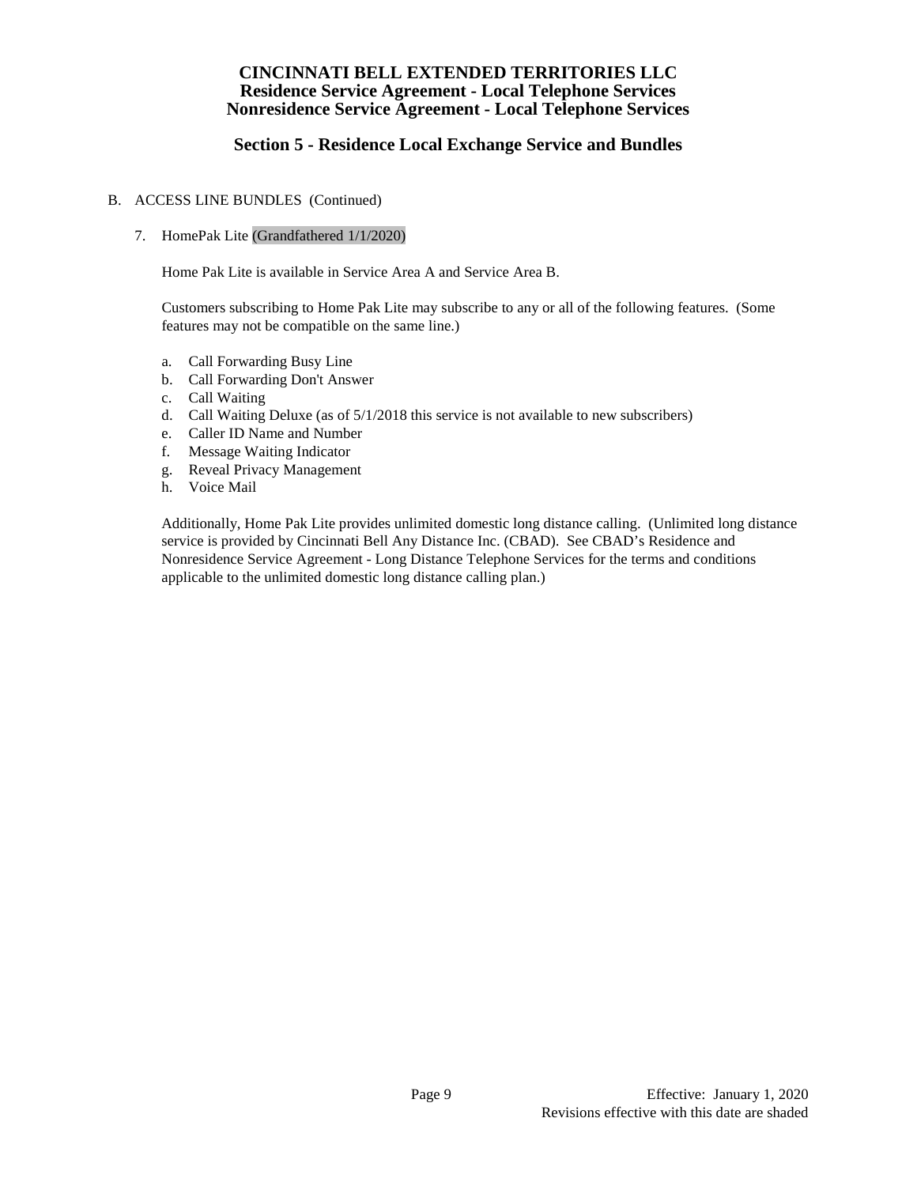# CINCINNATI BELL EXTENDED TERRITORIES LLC
## Residence Service Agreement - Local Telephone Services
## Nonresidence Service Agreement - Local Telephone Services

## Section 5 - Residence Local Exchange Service and Bundles

B. ACCESS LINE BUNDLES (Continued)

7. HomePak Lite (Grandfathered 1/1/2020)

   Home Pak Lite is available in Service Area A and Service Area B.

   Customers subscribing to Home Pak Lite may subscribe to any or all of the following features. (Some features may not be compatible on the same line.)

   a. Call Forwarding Busy Line
   b. Call Forwarding Don't Answer
   c. Call Waiting
   d. Call Waiting Deluxe (as of 5/1/2018 this service is not available to new subscribers)
   e. Caller ID Name and Number
   f. Message Waiting Indicator
   g. Reveal Privacy Management
   h. Voice Mail

   Additionally, Home Pak Lite provides unlimited domestic long distance calling. (Unlimited long distance service is provided by Cincinnati Bell Any Distance Inc. (CBAD). See CBAD's Residence and Nonresidence Service Agreement - Long Distance Telephone Services for the terms and conditions applicable to the unlimited domestic long distance calling plan.)

Effective: January 1, 2020
Revisions effective with this date are shaded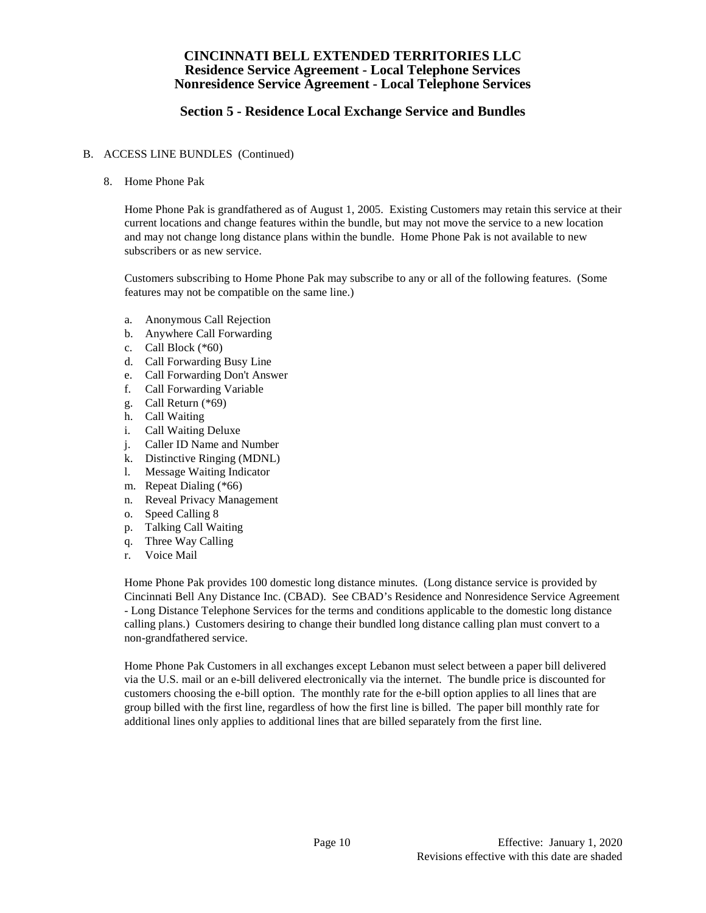# CINCINNATI BELL EXTENDED TERRITORIES LLC
## Residence Service Agreement - Local Telephone Services
## Nonresidence Service Agreement - Local Telephone Services

## Section 5 - Residence Local Exchange Service and Bundles

B. ACCESS LINE BUNDLES (Continued)

8. Home Phone Pak

   Home Phone Pak is grandfathered as of August 1, 2005. Existing Customers may retain this service at their current locations and change features within the bundle, but may not move the service to a new location and may not change long distance plans within the bundle. Home Phone Pak is not available to new subscribers or as new service.

   Customers subscribing to Home Phone Pak may subscribe to any or all of the following features. (Some features may not be compatible on the same line.)

   a. Anonymous Call Rejection
   b. Anywhere Call Forwarding
   c. Call Block (*60)
   d. Call Forwarding Busy Line
   e. Call Forwarding Don't Answer
   f. Call Forwarding Variable
   g. Call Return (*69)
   h. Call Waiting
   i. Call Waiting Deluxe
   j. Caller ID Name and Number
   k. Distinctive Ringing (MDNL)
   l. Message Waiting Indicator
   m. Repeat Dialing (*66)
   n. Reveal Privacy Management
   o. Speed Calling 8
   p. Talking Call Waiting
   q. Three Way Calling
   r. Voice Mail

   Home Phone Pak provides 100 domestic long distance minutes. (Long distance service is provided by Cincinnati Bell Any Distance Inc. (CBAD). See CBAD's Residence and Nonresidence Service Agreement - Long Distance Telephone Services for the terms and conditions applicable to the domestic long distance calling plans.) Customers desiring to change their bundled long distance calling plan must convert to a non-grandfathered service.

   Home Phone Pak Customers in all exchanges except Lebanon must select between a paper bill delivered via the U.S. mail or an e-bill delivered electronically via the internet. The bundle price is discounted for customers choosing the e-bill option. The monthly rate for the e-bill option applies to all lines that are group billed with the first line, regardless of how the first line is billed. The paper bill monthly rate for additional lines only applies to additional lines that are billed separately from the first line.

Effective: January 1, 2020
Revisions effective with this date are shaded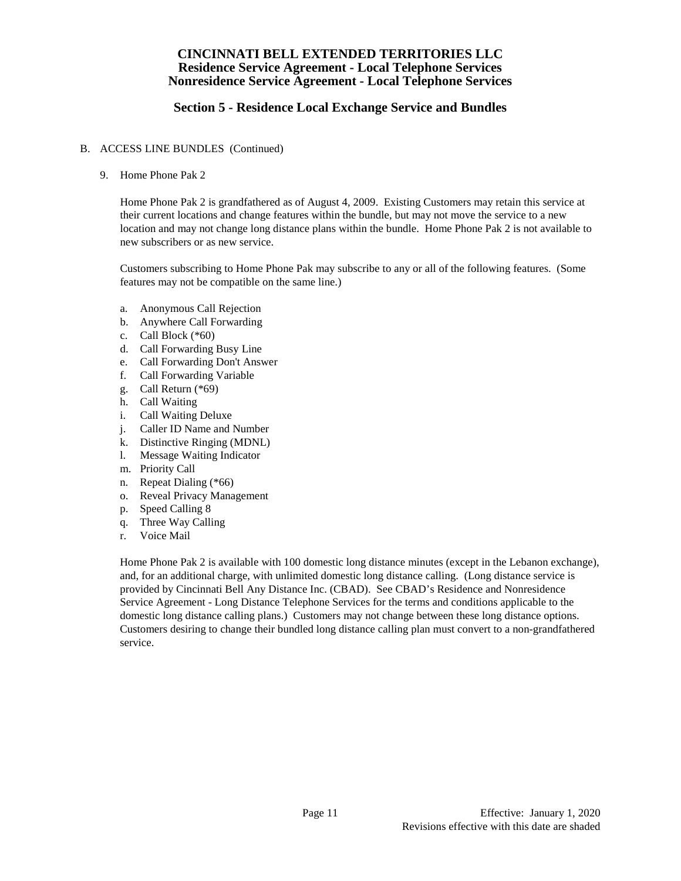# CINCINNATI BELL EXTENDED TERRITORIES LLC
## Residence Service Agreement - Local Telephone Services
## Nonresidence Service Agreement - Local Telephone Services

## Section 5 - Residence Local Exchange Service and Bundles

B. ACCESS LINE BUNDLES (Continued)

9. Home Phone Pak 2

Home Phone Pak 2 is grandfathered as of August 4, 2009. Existing Customers may retain this service at their current locations and change features within the bundle, but may not move the service to a new location and may not change long distance plans within the bundle. Home Phone Pak 2 is not available to new subscribers or as new service.

Customers subscribing to Home Phone Pak may subscribe to any or all of the following features. (Some features may not be compatible on the same line.)

a. Anonymous Call Rejection
b. Anywhere Call Forwarding
c. Call Block (*60)
d. Call Forwarding Busy Line
e. Call Forwarding Don't Answer
f. Call Forwarding Variable
g. Call Return (*69)
h. Call Waiting
i. Call Waiting Deluxe
j. Caller ID Name and Number
k. Distinctive Ringing (MDNL)
l. Message Waiting Indicator
m. Priority Call
n. Repeat Dialing (*66)
o. Reveal Privacy Management
p. Speed Calling 8
q. Three Way Calling
r. Voice Mail

Home Phone Pak 2 is available with 100 domestic long distance minutes (except in the Lebanon exchange), and, for an additional charge, with unlimited domestic long distance calling. (Long distance service is provided by Cincinnati Bell Any Distance Inc. (CBAD). See CBAD's Residence and Nonresidence Service Agreement - Long Distance Telephone Services for the terms and conditions applicable to the domestic long distance calling plans.) Customers may not change between these long distance options. Customers desiring to change their bundled long distance calling plan must convert to a non-grandfathered service.

Effective: January 1, 2020
Revisions effective with this date are shaded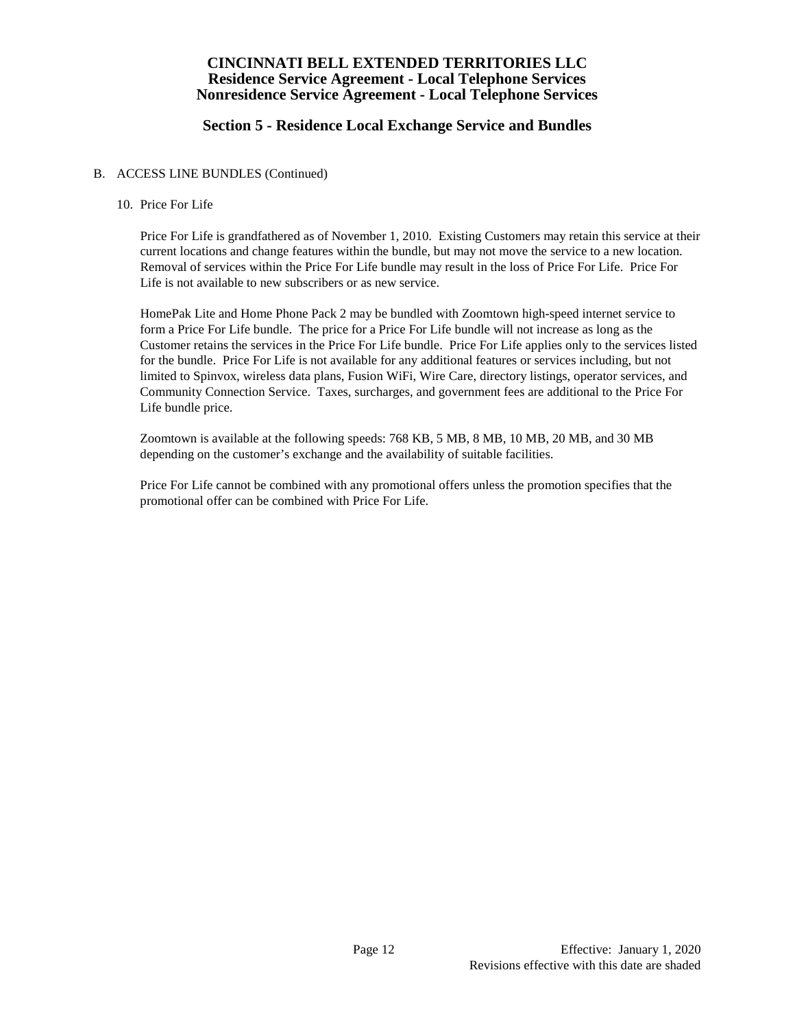# CINCINNATI BELL EXTENDED TERRITORIES LLC
## Residence Service Agreement - Local Telephone Services
## Nonresidence Service Agreement - Local Telephone Services

## Section 5 - Residence Local Exchange Service and Bundles

B. ACCESS LINE BUNDLES (Continued)

10. Price For Life

Price For Life is grandfathered as of November 1, 2010. Existing Customers may retain this service at their current locations and change features within the bundle, but may not move the service to a new location. Removal of services within the Price For Life bundle may result in the loss of Price For Life. Price For Life is not available to new subscribers or as new service.

HomePak Lite and Home Phone Pack 2 may be bundled with Zoomtown high-speed internet service to form a Price For Life bundle. The price for a Price For Life bundle will not increase as long as the Customer retains the services in the Price For Life bundle. Price For Life applies only to the services listed for the bundle. Price For Life is not available for any additional features or services including, but not limited to Spinvox, wireless data plans, Fusion WiFi, Wire Care, directory listings, operator services, and Community Connection Service. Taxes, surcharges, and government fees are additional to the Price For Life bundle price.

Zoomtown is available at the following speeds: 768 KB, 5 MB, 8 MB, 10 MB, 20 MB, and 30 MB depending on the customer's exchange and the availability of suitable facilities.

Price For Life cannot be combined with any promotional offers unless the promotion specifies that the promotional offer can be combined with Price For Life.

Effective: January 1, 2020
Revisions effective with this date are shaded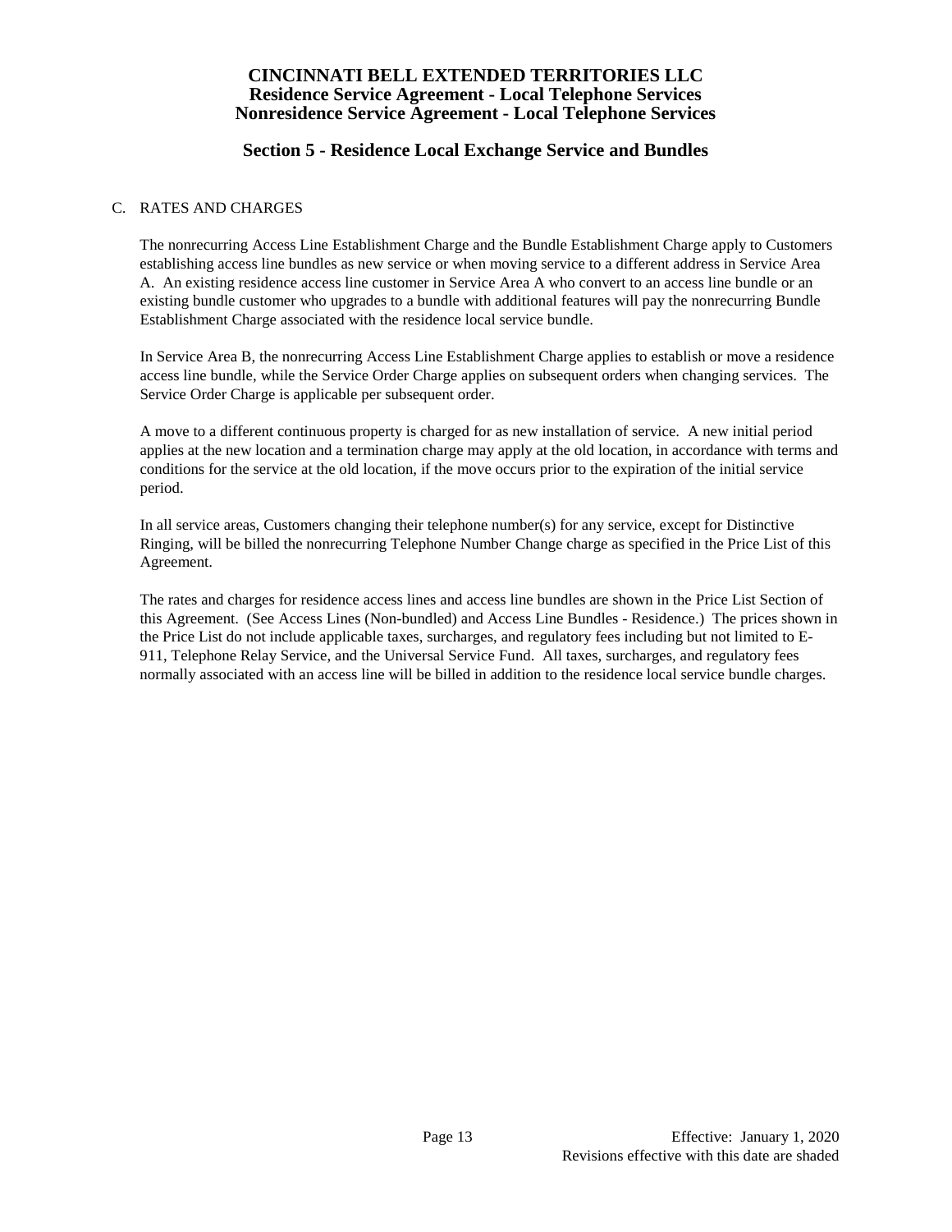# CINCINNATI BELL EXTENDED TERRITORIES LLC
## Residence Service Agreement - Local Telephone Services
## Nonresidence Service Agreement - Local Telephone Services

## Section 5 - Residence Local Exchange Service and Bundles

C. RATES AND CHARGES

The nonrecurring Access Line Establishment Charge and the Bundle Establishment Charge apply to Customers establishing access line bundles as new service or when moving service to a different address in Service Area A. An existing residence access line customer in Service Area A who convert to an access line bundle or an existing bundle customer who upgrades to a bundle with additional features will pay the nonrecurring Bundle Establishment Charge associated with the residence local service bundle.

In Service Area B, the nonrecurring Access Line Establishment Charge applies to establish or move a residence access line bundle, while the Service Order Charge applies on subsequent orders when changing services. The Service Order Charge is applicable per subsequent order.

A move to a different continuous property is charged for as new installation of service. A new initial period applies at the new location and a termination charge may apply at the old location, in accordance with terms and conditions for the service at the old location, if the move occurs prior to the expiration of the initial service period.

In all service areas, Customers changing their telephone number(s) for any service, except for Distinctive Ringing, will be billed the nonrecurring Telephone Number Change charge as specified in the Price List of this Agreement.

The rates and charges for residence access lines and access line bundles are shown in the Price List Section of this Agreement. (See Access Lines (Non-bundled) and Access Line Bundles - Residence.) The prices shown in the Price List do not include applicable taxes, surcharges, and regulatory fees including but not limited to E-911, Telephone Relay Service, and the Universal Service Fund. All taxes, surcharges, and regulatory fees normally associated with an access line will be billed in addition to the residence local service bundle charges.

Effective: January 1, 2020
Revisions effective with this date are shaded